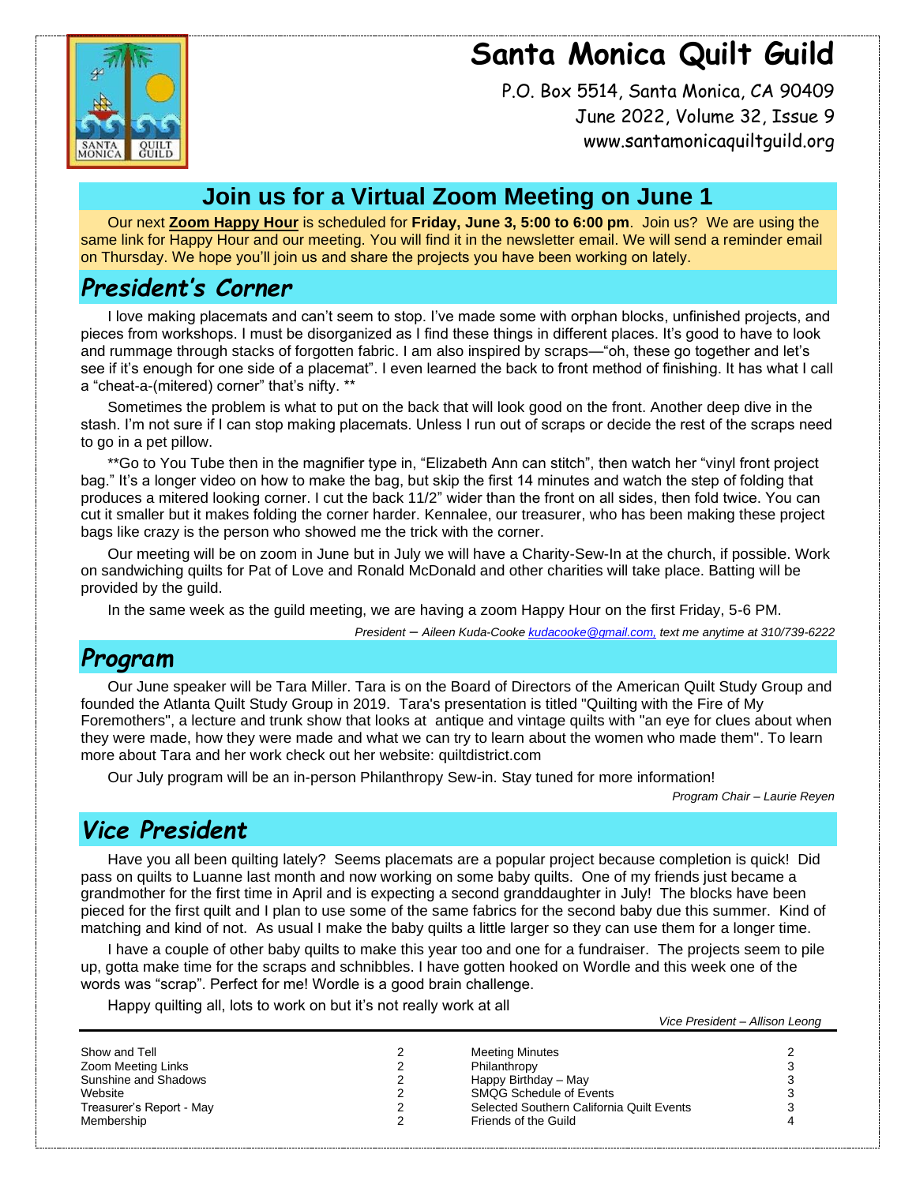# Santa Monica Quilt Guild

P.O. Box 5514, Santa Monica, CA 90409
June 2022, Volume 32, Issue 9
www.santamonicaquiltguild.org

## Join us for a Virtual Zoom Meeting on June 1

Our next **Zoom Happy Hour** is scheduled for **Friday, June 3, 5:00 to 6:00 pm**. Join us? We are using the same link for Happy Hour and our meeting. You will find it in the newsletter email. We will send a reminder email on Thursday. We hope you'll join us and share the projects you have been working on lately.

## *President's Corner*

I love making placemats and can't seem to stop. I've made some with orphan blocks, unfinished projects, and pieces from workshops. I must be disorganized as I find these things in different places. It's good to have to look and rummage through stacks of forgotten fabric. I am also inspired by scraps—"oh, these go together and let's see if it's enough for one side of a placemat". I even learned the back to front method of finishing. It has what I call a "cheat-a-(mitered) corner" that's nifty. **

Sometimes the problem is what to put on the back that will look good on the front. Another deep dive in the stash. I'm not sure if I can stop making placemats. Unless I run out of scraps or decide the rest of the scraps need to go in a pet pillow.

**Go to You Tube then in the magnifier type in, "Elizabeth Ann can stitch", then watch her "vinyl front project bag." It's a longer video on how to make the bag, but skip the first 14 minutes and watch the step of folding that produces a mitered looking corner. I cut the back 11/2" wider than the front on all sides, then fold twice. You can cut it smaller but it makes folding the corner harder. Kennalee, our treasurer, who has been making these project bags like crazy is the person who showed me the trick with the corner.

Our meeting will be on zoom in June but in July we will have a Charity-Sew-In at the church, if possible. Work on sandwiching quilts for Pat of Love and Ronald McDonald and other charities will take place. Batting will be provided by the guild.

In the same week as the guild meeting, we are having a zoom Happy Hour on the first Friday, 5-6 PM.

*President – Aileen Kuda-Cooke kudacooke@gmail.com, text me anytime at 310/739-6222*

## *Program*

Our June speaker will be Tara Miller. Tara is on the Board of Directors of the American Quilt Study Group and founded the Atlanta Quilt Study Group in 2019. Tara's presentation is titled "Quilting with the Fire of My Foremothers", a lecture and trunk show that looks at antique and vintage quilts with "an eye for clues about when they were made, how they were made and what we can try to learn about the women who made them". To learn more about Tara and her work check out her website: quiltdistrict.com

Our July program will be an in-person Philanthropy Sew-in. Stay tuned for more information!

*Program Chair – Laurie Reyen*

## *Vice President*

Have you all been quilting lately? Seems placemats are a popular project because completion is quick! Did pass on quilts to Luanne last month and now working on some baby quilts. One of my friends just became a grandmother for the first time in April and is expecting a second granddaughter in July! The blocks have been pieced for the first quilt and I plan to use some of the same fabrics for the second baby due this summer. Kind of matching and kind of not. As usual I make the baby quilts a little larger so they can use them for a longer time.

I have a couple of other baby quilts to make this year too and one for a fundraiser. The projects seem to pile up, gotta make time for the scraps and schnibbles. I have gotten hooked on Wordle and this week one of the words was "scrap". Perfect for me! Wordle is a good brain challenge.

Happy quilting all, lots to work on but it's not really work at all

*Vice President – Allison Leong*

| | | | |
|---|---|---|---|
| Show and Tell | 2 | Meeting Minutes | 2 |
| Zoom Meeting Links | 2 | Philanthropy | 3 |
| Sunshine and Shadows | 2 | Happy Birthday – May | 3 |
| Website | 2 | SMQG Schedule of Events | 3 |
| Treasurer's Report - May | 2 | Selected Southern California Quilt Events | 3 |
| Membership | 2 | Friends of the Guild | 4 |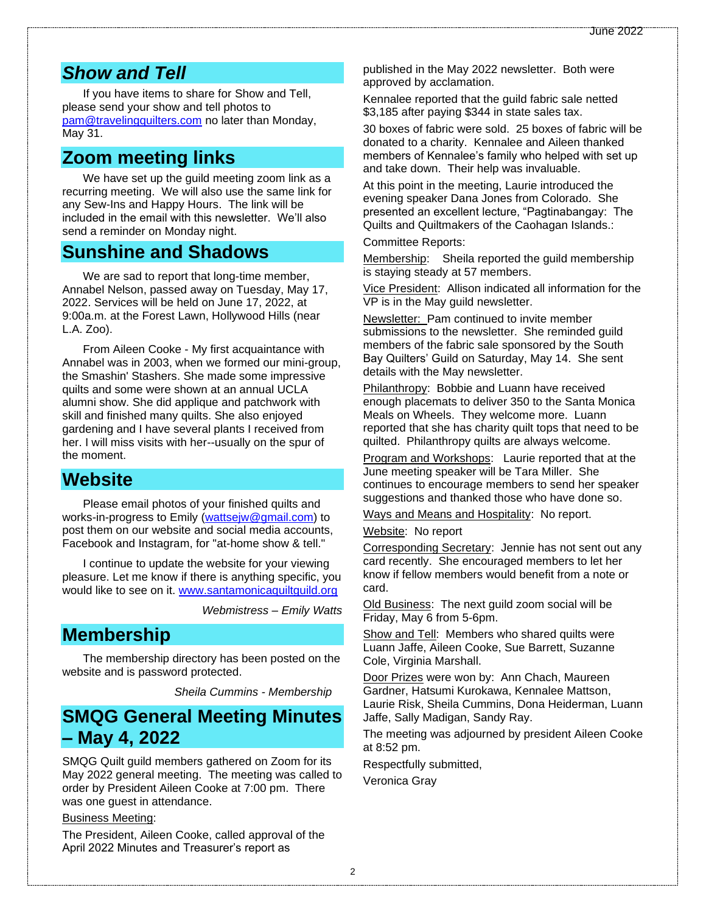## *Show and Tell*

If you have items to share for Show and Tell, please send your show and tell photos to pam@travelingquilters.com no later than Monday, May 31.

## Zoom meeting links

We have set up the guild meeting zoom link as a recurring meeting. We will also use the same link for any Sew-Ins and Happy Hours. The link will be included in the email with this newsletter. We'll also send a reminder on Monday night.

## Sunshine and Shadows

We are sad to report that long-time member, Annabel Nelson, passed away on Tuesday, May 17, 2022. Services will be held on June 17, 2022, at 9:00a.m. at the Forest Lawn, Hollywood Hills (near L.A. Zoo).

From Aileen Cooke - My first acquaintance with Annabel was in 2003, when we formed our mini-group, the Smashin' Stashers. She made some impressive quilts and some were shown at an annual UCLA alumni show. She did applique and patchwork with skill and finished many quilts. She also enjoyed gardening and I have several plants I received from her. I will miss visits with her--usually on the spur of the moment.

## Website

Please email photos of your finished quilts and works-in-progress to Emily (wattsejw@gmail.com) to post them on our website and social media accounts, Facebook and Instagram, for "at-home show & tell."

I continue to update the website for your viewing pleasure. Let me know if there is anything specific, you would like to see on it. www.santamonicaquiltguild.org

*Webmistress – Emily Watts*

## Membership

The membership directory has been posted on the website and is password protected.

*Sheila Cummins - Membership*

## SMQG General Meeting Minutes – May 4, 2022

SMQG Quilt guild members gathered on Zoom for its May 2022 general meeting. The meeting was called to order by President Aileen Cooke at 7:00 pm. There was one guest in attendance.

Business Meeting:

The President, Aileen Cooke, called approval of the April 2022 Minutes and Treasurer's report as published in the May 2022 newsletter. Both were approved by acclamation.

Kennalee reported that the guild fabric sale netted $3,185 after paying $344 in state sales tax.

30 boxes of fabric were sold. 25 boxes of fabric will be donated to a charity. Kennalee and Aileen thanked members of Kennalee's family who helped with set up and take down. Their help was invaluable.

At this point in the meeting, Laurie introduced the evening speaker Dana Jones from Colorado. She presented an excellent lecture, "Pagtinabangay: The Quilts and Quiltmakers of the Caohagan Islands.:

Committee Reports:

Membership: Sheila reported the guild membership is staying steady at 57 members.

Vice President: Allison indicated all information for the VP is in the May guild newsletter.

Newsletter: Pam continued to invite member submissions to the newsletter. She reminded guild members of the fabric sale sponsored by the South Bay Quilters' Guild on Saturday, May 14. She sent details with the May newsletter.

Philanthropy: Bobbie and Luann have received enough placemats to deliver 350 to the Santa Monica Meals on Wheels. They welcome more. Luann reported that she has charity quilt tops that need to be quilted. Philanthropy quilts are always welcome.

Program and Workshops: Laurie reported that at the June meeting speaker will be Tara Miller. She continues to encourage members to send her speaker suggestions and thanked those who have done so.

Ways and Means and Hospitality: No report.

Website: No report

Corresponding Secretary: Jennie has not sent out any card recently. She encouraged members to let her know if fellow members would benefit from a note or card.

Old Business: The next guild zoom social will be Friday, May 6 from 5-6pm.

Show and Tell: Members who shared quilts were Luann Jaffe, Aileen Cooke, Sue Barrett, Suzanne Cole, Virginia Marshall.

Door Prizes were won by: Ann Chach, Maureen Gardner, Hatsumi Kurokawa, Kennalee Mattson, Laurie Risk, Sheila Cummins, Dona Heiderman, Luann Jaffe, Sally Madigan, Sandy Ray.

The meeting was adjourned by president Aileen Cooke at 8:52 pm.

Respectfully submitted,

Veronica Gray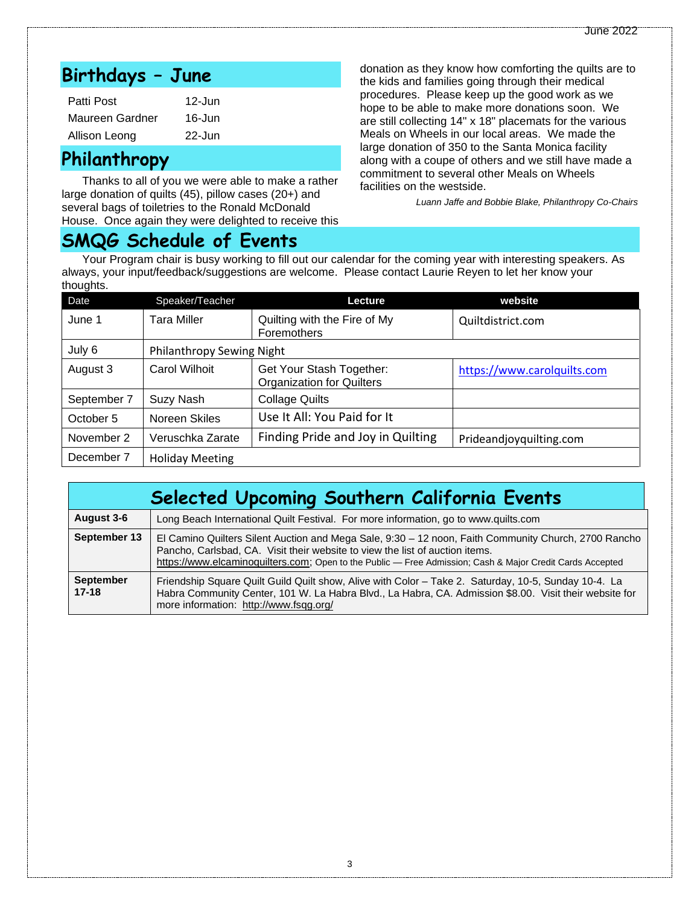## Birthdays – June

| | |
|---|---|
| Patti Post | 12-Jun |
| Maureen Gardner | 16-Jun |
| Allison Leong | 22-Jun |

## Philanthropy

Thanks to all of you we were able to make a rather large donation of quilts (45), pillow cases (20+) and several bags of toiletries to the Ronald McDonald House. Once again they were delighted to receive this donation as they know how comforting the quilts are to the kids and families going through their medical procedures. Please keep up the good work as we hope to be able to make more donations soon. We are still collecting 14" x 18" placemats for the various Meals on Wheels in our local areas. We made the large donation of 350 to the Santa Monica facility along with a coupe of others and we still have made a commitment to several other Meals on Wheels facilities on the westside.

*Luann Jaffe and Bobbie Blake, Philanthropy Co-Chairs*

## SMQG Schedule of Events

Your Program chair is busy working to fill out our calendar for the coming year with interesting speakers. As always, your input/feedback/suggestions are welcome. Please contact Laurie Reyen to let her know your thoughts.

| Date | Speaker/Teacher | Lecture | website |
|---|---|---|---|
| June 1 | Tara Miller | Quilting with the Fire of My Foremothers | Quiltdistrict.com |
| July 6 | Philanthropy Sewing Night | | |
| August 3 | Carol Wilhoit | Get Your Stash Together: Organization for Quilters | https://www.carolquilts.com |
| September 7 | Suzy Nash | Collage Quilts | |
| October 5 | Noreen Skiles | Use It All: You Paid for It | |
| November 2 | Veruschka Zarate | Finding Pride and Joy in Quilting | Prideandjoyquilting.com |
| December 7 | Holiday Meeting | | |

## Selected Upcoming Southern California Events

| | |
|---|---|
| **August 3-6** | Long Beach International Quilt Festival. For more information, go to www.quilts.com |
| **September 13** | El Camino Quilters Silent Auction and Mega Sale, 9:30 – 12 noon, Faith Community Church, 2700 Rancho Pancho, Carlsbad, CA. Visit their website to view the list of auction items. https://www.elcaminoquilters.com; Open to the Public — Free Admission; Cash & Major Credit Cards Accepted |
| **September 17-18** | Friendship Square Quilt Guild Quilt show, Alive with Color – Take 2. Saturday, 10-5, Sunday 10-4. La Habra Community Center, 101 W. La Habra Blvd., La Habra, CA. Admission $8.00. Visit their website for more information: http://www.fsqg.org/ |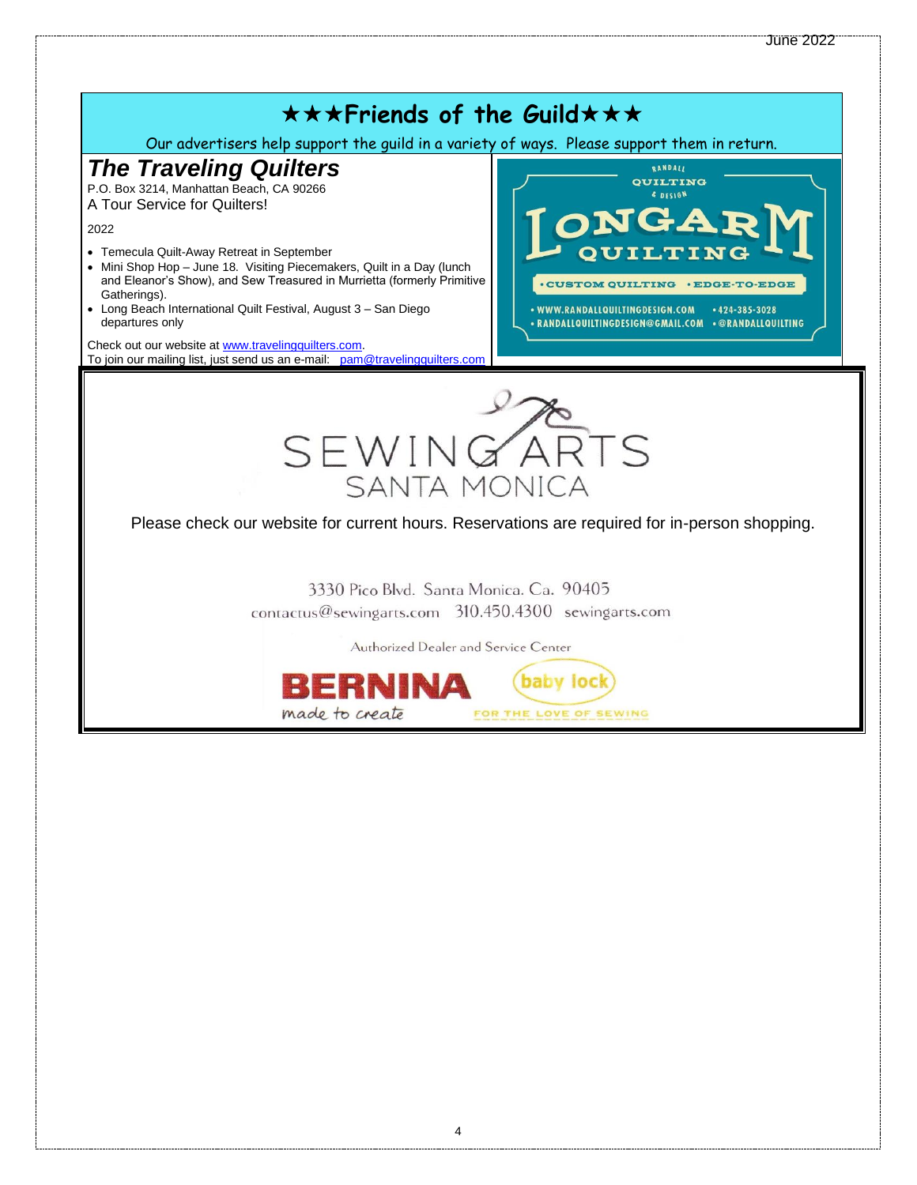# ★★★Friends of the Guild★★★

Our advertisers help support the guild in a variety of ways. Please support them in return.

## *The Traveling Quilters*

P.O. Box 3214, Manhattan Beach, CA 90266

A Tour Service for Quilters!

2022

- Temecula Quilt-Away Retreat in September
- Mini Shop Hop – June 18. Visiting Piecemakers, Quilt in a Day (lunch and Eleanor's Show), and Sew Treasured in Murrietta (formerly Primitive Gatherings).
- Long Beach International Quilt Festival, August 3 – San Diego departures only

Check out our website at www.travelingquilters.com.

To join our mailing list, just send us an e-mail: pam@travelingquilters.com

RANDALL QUILTING & DESIGN

LONGARM QUILTING

• CUSTOM QUILTING • EDGE-TO-EDGE

• WWW.RANDALLQUILTINGDESIGN.COM • 424-385-3028

• RANDALLQUILTINGDESIGN@GMAIL.COM • @RANDALLQUILTING

SEWING ARTS

SANTA MONICA

Please check our website for current hours. Reservations are required for in-person shopping.

3330 Pico Blvd. Santa Monica. Ca. 90405

contactus@sewingarts.com 310.450.4300 sewingarts.com

Authorized Dealer and Service Center

BERNINA made to create

baby lock FOR THE LOVE OF SEWING